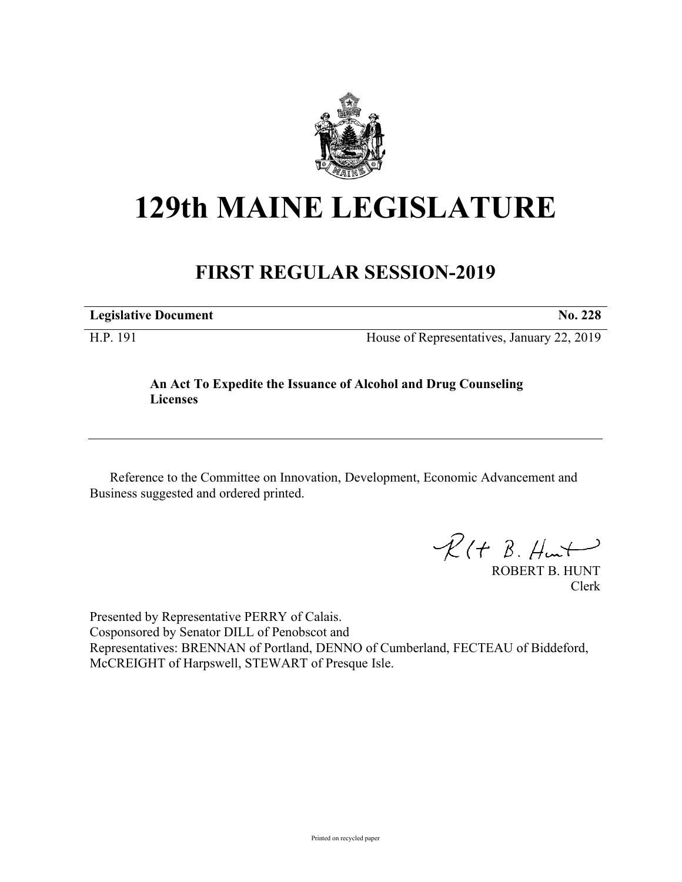# 129th MAINE LEGISLATURE

## FIRST REGULAR SESSION-2019

| **Legislative Document** | **No. 228** |
| --- | --- |
| H.P. 191 | House of Representatives, January 22, 2019 |

**An Act To Expedite the Issuance of Alcohol and Drug Counseling Licenses**

Reference to the Committee on Innovation, Development, Economic Advancement and Business suggested and ordered printed.

ROBERT B. HUNT
Clerk

Presented by Representative PERRY of Calais.
Cosponsored by Senator DILL of Penobscot and
Representatives: BRENNAN of Portland, DENNO of Cumberland, FECTEAU of Biddeford, McCREIGHT of Harpswell, STEWART of Presque Isle.

Printed on recycled paper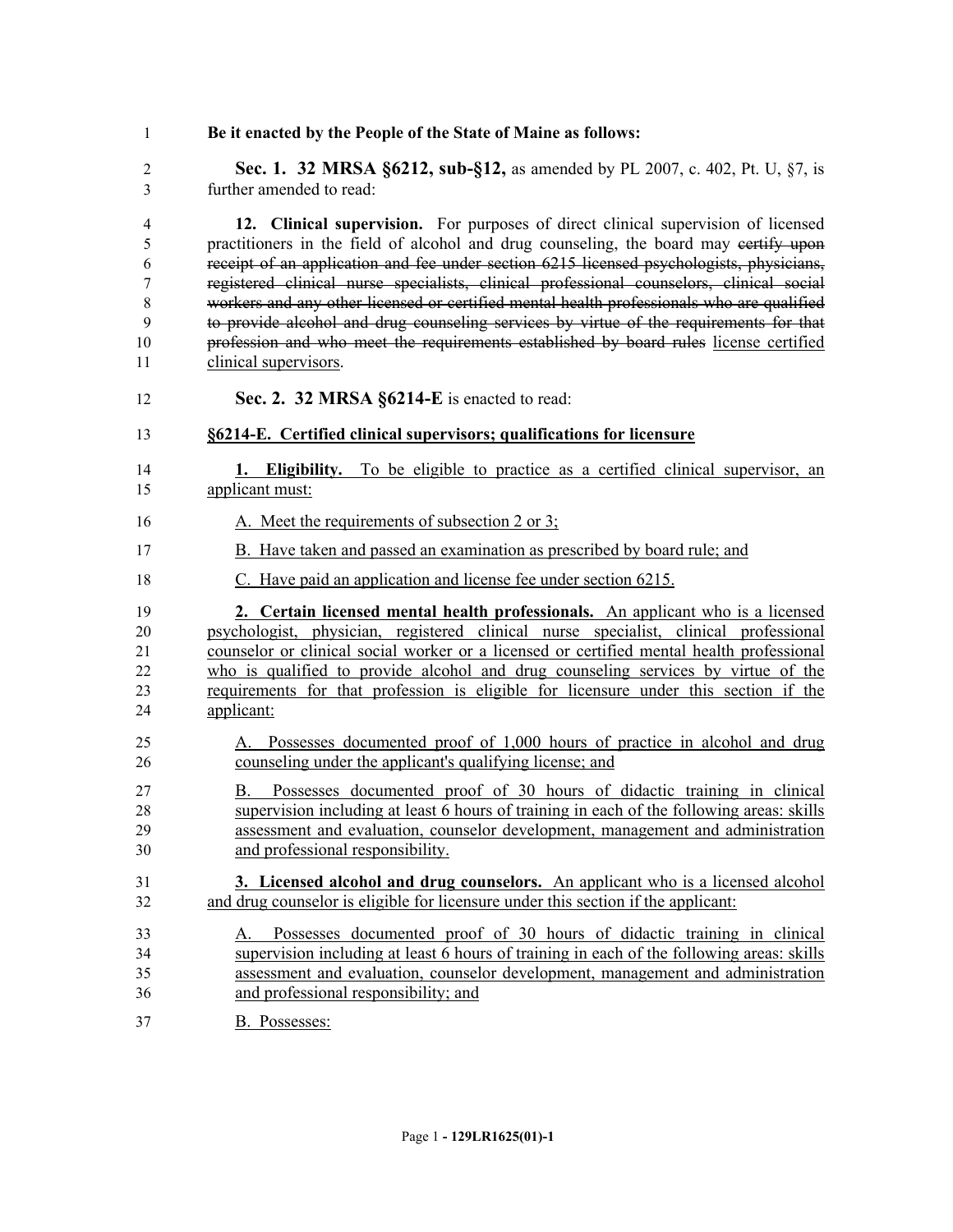**Be it enacted by the People of the State of Maine as follows:**

**Sec. 1. 32 MRSA §6212, sub-§12,** as amended by PL 2007, c. 402, Pt. U, §7, is further amended to read:

**12. Clinical supervision.** For purposes of direct clinical supervision of licensed practitioners in the field of alcohol and drug counseling, the board may ~~certify upon receipt of an application and fee under section 6215 licensed psychologists, physicians, registered clinical nurse specialists, clinical professional counselors, clinical social workers and any other licensed or certified mental health professionals who are qualified to provide alcohol and drug counseling services by virtue of the requirements for that profession and who meet the requirements established by board rules~~ <u>license certified clinical supervisors</u>.

**Sec. 2. 32 MRSA §6214-E** is enacted to read:

**<u>§6214-E. Certified clinical supervisors; qualifications for licensure</u>**

<u>**1. Eligibility.** To be eligible to practice as a certified clinical supervisor, an applicant must:</u>

<u>A. Meet the requirements of subsection 2 or 3;</u>

<u>B. Have taken and passed an examination as prescribed by board rule; and</u>

<u>C. Have paid an application and license fee under section 6215.</u>

<u>**2. Certain licensed mental health professionals.** An applicant who is a licensed psychologist, physician, registered clinical nurse specialist, clinical professional counselor or clinical social worker or a licensed or certified mental health professional who is qualified to provide alcohol and drug counseling services by virtue of the requirements for that profession is eligible for licensure under this section if the applicant:</u>

<u>A. Possesses documented proof of 1,000 hours of practice in alcohol and drug counseling under the applicant's qualifying license; and</u>

<u>B. Possesses documented proof of 30 hours of didactic training in clinical supervision including at least 6 hours of training in each of the following areas: skills assessment and evaluation, counselor development, management and administration and professional responsibility.</u>

<u>**3. Licensed alcohol and drug counselors.** An applicant who is a licensed alcohol and drug counselor is eligible for licensure under this section if the applicant:</u>

<u>A. Possesses documented proof of 30 hours of didactic training in clinical supervision including at least 6 hours of training in each of the following areas: skills assessment and evaluation, counselor development, management and administration and professional responsibility; and</u>

<u>B. Possesses:</u>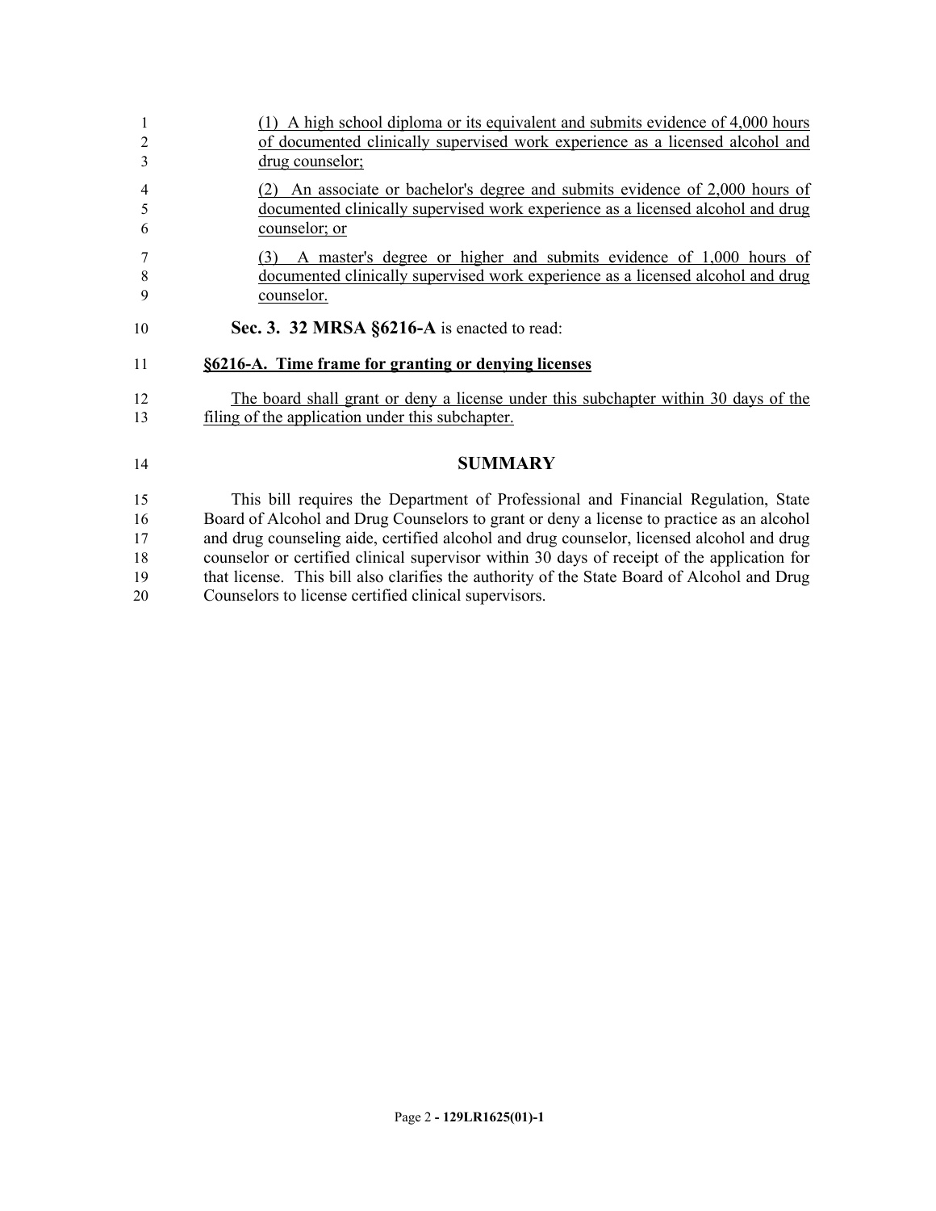(1) A high school diploma or its equivalent and submits evidence of 4,000 hours of documented clinically supervised work experience as a licensed alcohol and drug counselor;

(2) An associate or bachelor's degree and submits evidence of 2,000 hours of documented clinically supervised work experience as a licensed alcohol and drug counselor; or

(3) A master's degree or higher and submits evidence of 1,000 hours of documented clinically supervised work experience as a licensed alcohol and drug counselor.

**Sec. 3. 32 MRSA §6216-A** is enacted to read:

**§6216-A. Time frame for granting or denying licenses**

The board shall grant or deny a license under this subchapter within 30 days of the filing of the application under this subchapter.

## SUMMARY

This bill requires the Department of Professional and Financial Regulation, State Board of Alcohol and Drug Counselors to grant or deny a license to practice as an alcohol and drug counseling aide, certified alcohol and drug counselor, licensed alcohol and drug counselor or certified clinical supervisor within 30 days of receipt of the application for that license. This bill also clarifies the authority of the State Board of Alcohol and Drug Counselors to license certified clinical supervisors.